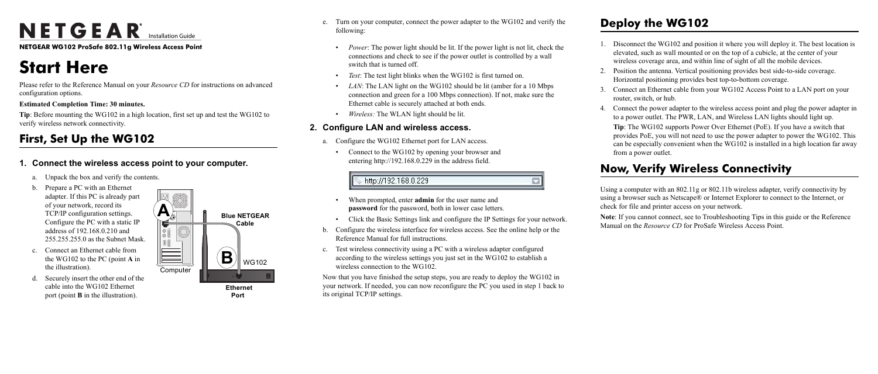# NETGEAR Installation Guide

**NETGEAR WG102 ProSafe 802.11g Wireless Access Point**

# Start Here

Please refer to the Reference Manual on your *Resource CD* for instructions on advanced configuration options.

**Estimated Completion Time: 30 minutes.**

**Tip**: Before mounting the WG102 in a high location, first set up and test the WG102 to verify wireless network connectivity.

## First, Set Up the WG102

### 1. Connect the wireless access point to your computer.

a. Unpack the box and verify the contents.

b. Prepare a PC with an Ethernet adapter. If this PC is already part of your network, record its TCP/IP configuration settings. Configure the PC with a static IP address of 192.168.0.210 and 255.255.255.0 as the Subnet Mask.

c. Connect an Ethernet cable from the WG102 to the PC (point **A** in the illustration).

d. Securely insert the other end of the cable into the WG102 Ethernet port (point **B** in the illustration).

Computer — Blue NETGEAR Cable — WG102 — Ethernet Port

e. Turn on your computer, connect the power adapter to the WG102 and verify the following:

- *Power*: The power light should be lit. If the power light is not lit, check the connections and check to see if the power outlet is controlled by a wall switch that is turned off.
- *Test*: The test light blinks when the WG102 is first turned on.
- *LAN*: The LAN light on the WG102 should be lit (amber for a 10 Mbps connection and green for a 100 Mbps connection). If not, make sure the Ethernet cable is securely attached at both ends.
- *Wireless:* The WLAN light should be lit.

### 2. Configure LAN and wireless access.

a. Configure the WG102 Ethernet port for LAN access.

- Connect to the WG102 by opening your browser and entering http://192.168.0.229 in the address field.

http://192.168.0.229

- When prompted, enter **admin** for the user name and **password** for the password, both in lower case letters.
- Click the Basic Settings link and configure the IP Settings for your network.

b. Configure the wireless interface for wireless access. See the online help or the Reference Manual for full instructions.

c. Test wireless connectivity using a PC with a wireless adapter configured according to the wireless settings you just set in the WG102 to establish a wireless connection to the WG102.

Now that you have finished the setup steps, you are ready to deploy the WG102 in your network. If needed, you can now reconfigure the PC you used in step 1 back to its original TCP/IP settings.

## Deploy the WG102

1. Disconnect the WG102 and position it where you will deploy it. The best location is elevated, such as wall mounted or on the top of a cubicle, at the center of your wireless coverage area, and within line of sight of all the mobile devices.
2. Position the antenna. Vertical positioning provides best side-to-side coverage. Horizontal positioning provides best top-to-bottom coverage.
3. Connect an Ethernet cable from your WG102 Access Point to a LAN port on your router, switch, or hub.
4. Connect the power adapter to the wireless access point and plug the power adapter in to a power outlet. The PWR, LAN, and Wireless LAN lights should light up.

   **Tip**: The WG102 supports Power Over Ethernet (PoE). If you have a switch that provides PoE, you will not need to use the power adapter to power the WG102. This can be especially convenient when the WG102 is installed in a high location far away from a power outlet.

## Now, Verify Wireless Connectivity

Using a computer with an 802.11g or 802.11b wireless adapter, verify connectivity by using a browser such as Netscape® or Internet Explorer to connect to the Internet, or check for file and printer access on your network.

**Note**: If you cannot connect, see to Troubleshooting Tips in this guide or the Reference Manual on the *Resource CD* for ProSafe Wireless Access Point.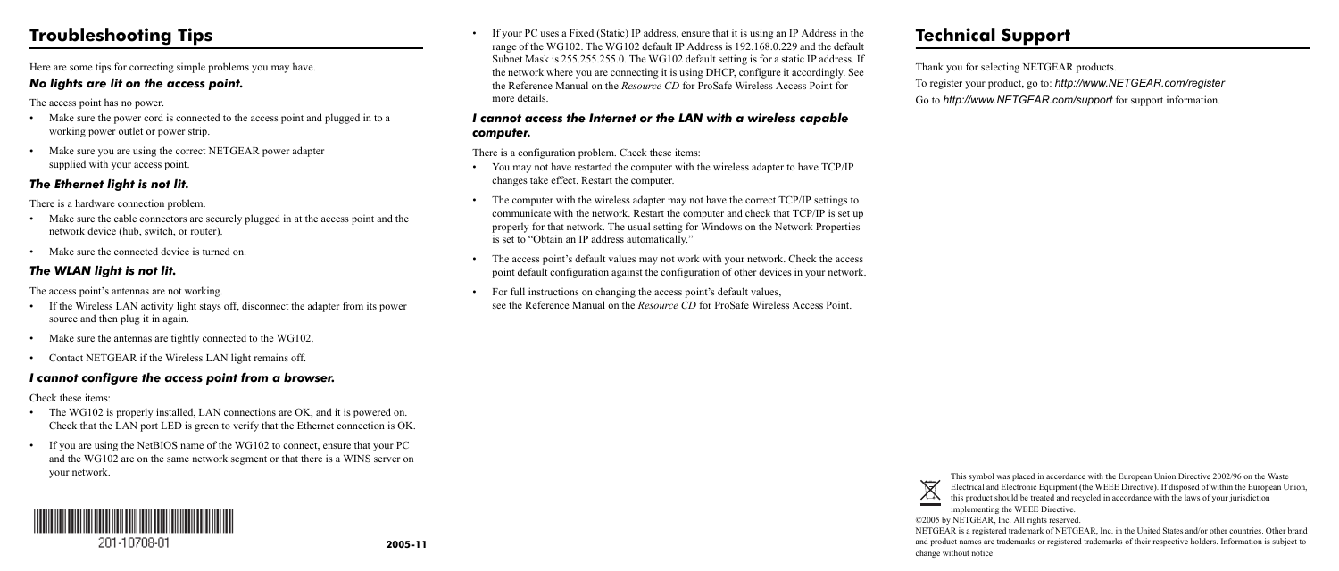## Troubleshooting Tips

Here are some tips for correcting simple problems you may have.

### *No lights are lit on the access point.*

The access point has no power.

- Make sure the power cord is connected to the access point and plugged in to a working power outlet or power strip.
- Make sure you are using the correct NETGEAR power adapter supplied with your access point.

### *The Ethernet light is not lit.*

There is a hardware connection problem.

- Make sure the cable connectors are securely plugged in at the access point and the network device (hub, switch, or router).
- Make sure the connected device is turned on.

### *The WLAN light is not lit.*

The access point's antennas are not working.

- If the Wireless LAN activity light stays off, disconnect the adapter from its power source and then plug it in again.
- Make sure the antennas are tightly connected to the WG102.
- Contact NETGEAR if the Wireless LAN light remains off.

### *I cannot configure the access point from a browser.*

Check these items:

- The WG102 is properly installed, LAN connections are OK, and it is powered on. Check that the LAN port LED is green to verify that the Ethernet connection is OK.
- If you are using the NetBIOS name of the WG102 to connect, ensure that your PC and the WG102 are on the same network segment or that there is a WINS server on your network.
- If your PC uses a Fixed (Static) IP address, ensure that it is using an IP Address in the range of the WG102. The WG102 default IP Address is 192.168.0.229 and the default Subnet Mask is 255.255.255.0. The WG102 default setting is for a static IP address. If the network where you are connecting it is using DHCP, configure it accordingly. See the Reference Manual on the *Resource CD* for ProSafe Wireless Access Point for more details.

### *I cannot access the Internet or the LAN with a wireless capable computer.*

There is a configuration problem. Check these items:

- You may not have restarted the computer with the wireless adapter to have TCP/IP changes take effect. Restart the computer.
- The computer with the wireless adapter may not have the correct TCP/IP settings to communicate with the network. Restart the computer and check that TCP/IP is set up properly for that network. The usual setting for Windows on the Network Properties is set to "Obtain an IP address automatically."
- The access point's default values may not work with your network. Check the access point default configuration against the configuration of other devices in your network.
- For full instructions on changing the access point's default values, see the Reference Manual on the *Resource CD* for ProSafe Wireless Access Point.

201-10708-01

**2005-11**

## Technical Support

Thank you for selecting NETGEAR products.

To register your product, go to: *http://www.NETGEAR.com/register*

Go to *http://www.NETGEAR.com/support* for support information.

This symbol was placed in accordance with the European Union Directive 2002/96 on the Waste Electrical and Electronic Equipment (the WEEE Directive). If disposed of within the European Union, this product should be treated and recycled in accordance with the laws of your jurisdiction implementing the WEEE Directive.

©2005 by NETGEAR, Inc. All rights reserved.

NETGEAR is a registered trademark of NETGEAR, Inc. in the United States and/or other countries. Other brand and product names are trademarks or registered trademarks of their respective holders. Information is subject to change without notice.